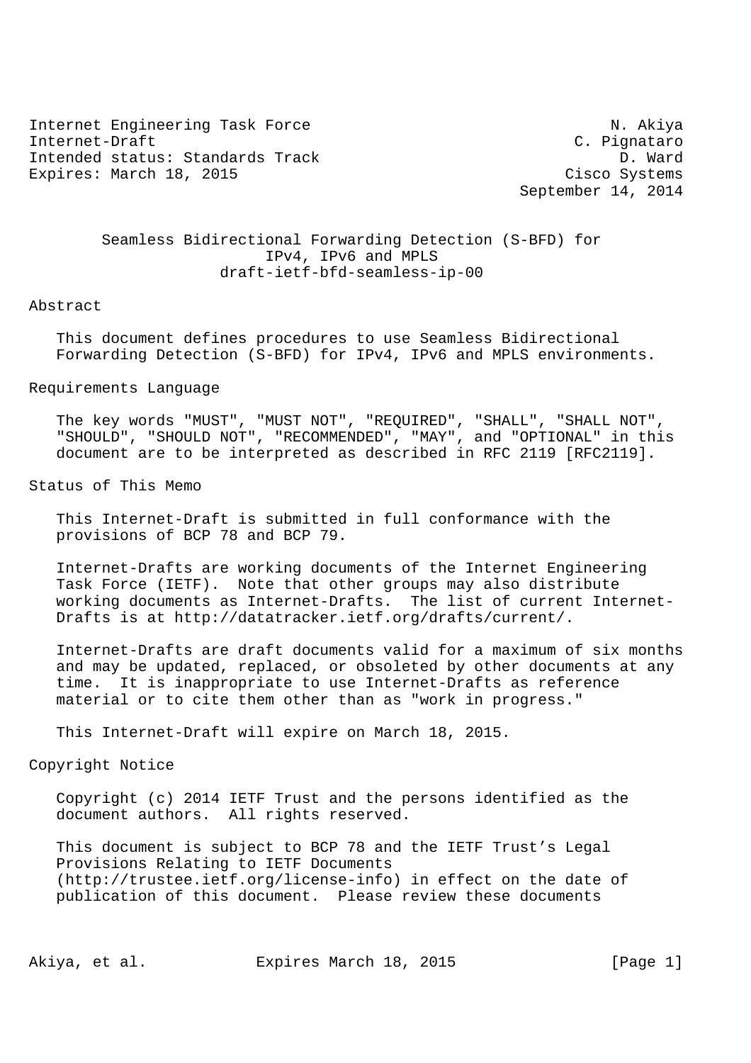Internet Engineering Task Force N. Akiya
Internet-Draft C. Pignataro
Intended status: Standards Track D. Ward
Expires: March 18, 2015 Cisco Systems
September 14, 2014

# Seamless Bidirectional Forwarding Detection (S-BFD) for IPv4, IPv6 and MPLS
draft-ietf-bfd-seamless-ip-00

## Abstract

This document defines procedures to use Seamless Bidirectional Forwarding Detection (S-BFD) for IPv4, IPv6 and MPLS environments.

## Requirements Language

The key words "MUST", "MUST NOT", "REQUIRED", "SHALL", "SHALL NOT", "SHOULD", "SHOULD NOT", "RECOMMENDED", "MAY", and "OPTIONAL" in this document are to be interpreted as described in RFC 2119 [RFC2119].

## Status of This Memo

This Internet-Draft is submitted in full conformance with the provisions of BCP 78 and BCP 79.

Internet-Drafts are working documents of the Internet Engineering Task Force (IETF). Note that other groups may also distribute working documents as Internet-Drafts. The list of current Internet-Drafts is at http://datatracker.ietf.org/drafts/current/.

Internet-Drafts are draft documents valid for a maximum of six months and may be updated, replaced, or obsoleted by other documents at any time. It is inappropriate to use Internet-Drafts as reference material or to cite them other than as "work in progress."

This Internet-Draft will expire on March 18, 2015.

## Copyright Notice

Copyright (c) 2014 IETF Trust and the persons identified as the document authors. All rights reserved.

This document is subject to BCP 78 and the IETF Trust's Legal Provisions Relating to IETF Documents (http://trustee.ietf.org/license-info) in effect on the date of publication of this document. Please review these documents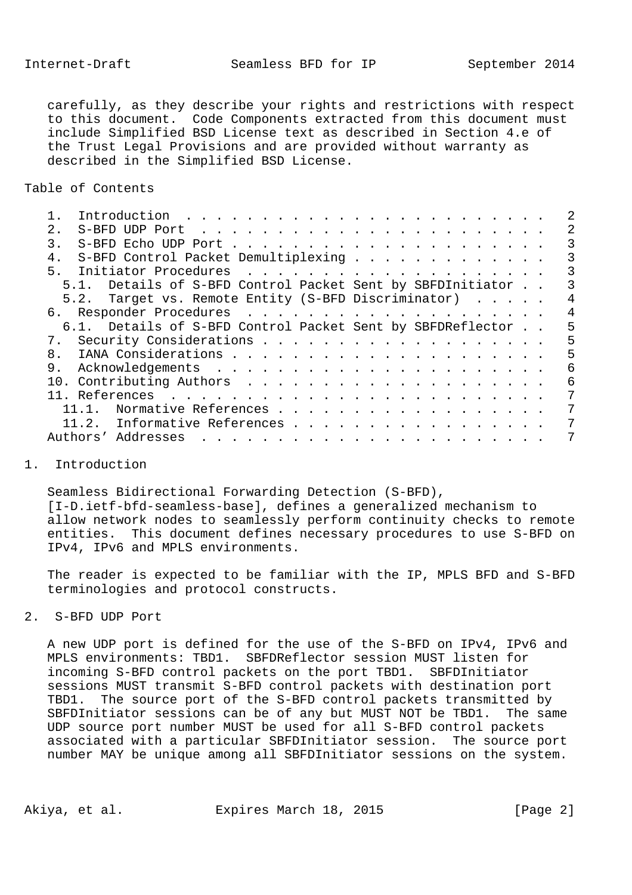carefully, as they describe your rights and restrictions with respect to this document. Code Components extracted from this document must include Simplified BSD License text as described in Section 4.e of the Trust Legal Provisions and are provided without warranty as described in the Simplified BSD License.

Table of Contents

```
   1.  Introduction . . . . . . . . . . . . . . . . . . . . . . . .   2
   2.  S-BFD UDP Port . . . . . . . . . . . . . . . . . . . . . . .   2
   3.  S-BFD Echo UDP Port . . . . . . . . . . . . . . . . . . . . .   3
   4.  S-BFD Control Packet Demultiplexing . . . . . . . . . . . . .   3
   5.  Initiator Procedures  . . . . . . . . . . . . . . . . . . . .   3
     5.1.  Details of S-BFD Control Packet Sent by SBFDInitiator . .   3
     5.2.  Target vs. Remote Entity (S-BFD Discriminator)  . . . . .   4
   6.  Responder Procedures  . . . . . . . . . . . . . . . . . . . .   4
     6.1.  Details of S-BFD Control Packet Sent by SBFDReflector . .   5
   7.  Security Considerations . . . . . . . . . . . . . . . . . . .   5
   8.  IANA Considerations . . . . . . . . . . . . . . . . . . . . .   5
   9.  Acknowledgements  . . . . . . . . . . . . . . . . . . . . . .   6
   10. Contributing Authors  . . . . . . . . . . . . . . . . . . . .   6
   11. References  . . . . . . . . . . . . . . . . . . . . . . . . .   7
     11.1.  Normative References . . . . . . . . . . . . . . . . . .   7
     11.2.  Informative References . . . . . . . . . . . . . . . . .   7
   Authors' Addresses  . . . . . . . . . . . . . . . . . . . . . . .   7
```

## 1. Introduction

Seamless Bidirectional Forwarding Detection (S-BFD), [I-D.ietf-bfd-seamless-base], defines a generalized mechanism to allow network nodes to seamlessly perform continuity checks to remote entities. This document defines necessary procedures to use S-BFD on IPv4, IPv6 and MPLS environments.

The reader is expected to be familiar with the IP, MPLS BFD and S-BFD terminologies and protocol constructs.

## 2. S-BFD UDP Port

A new UDP port is defined for the use of the S-BFD on IPv4, IPv6 and MPLS environments: TBD1. SBFDReflector session MUST listen for incoming S-BFD control packets on the port TBD1. SBFDInitiator sessions MUST transmit S-BFD control packets with destination port TBD1. The source port of the S-BFD control packets transmitted by SBFDInitiator sessions can be of any but MUST NOT be TBD1. The same UDP source port number MUST be used for all S-BFD control packets associated with a particular SBFDInitiator session. The source port number MAY be unique among all SBFDInitiator sessions on the system.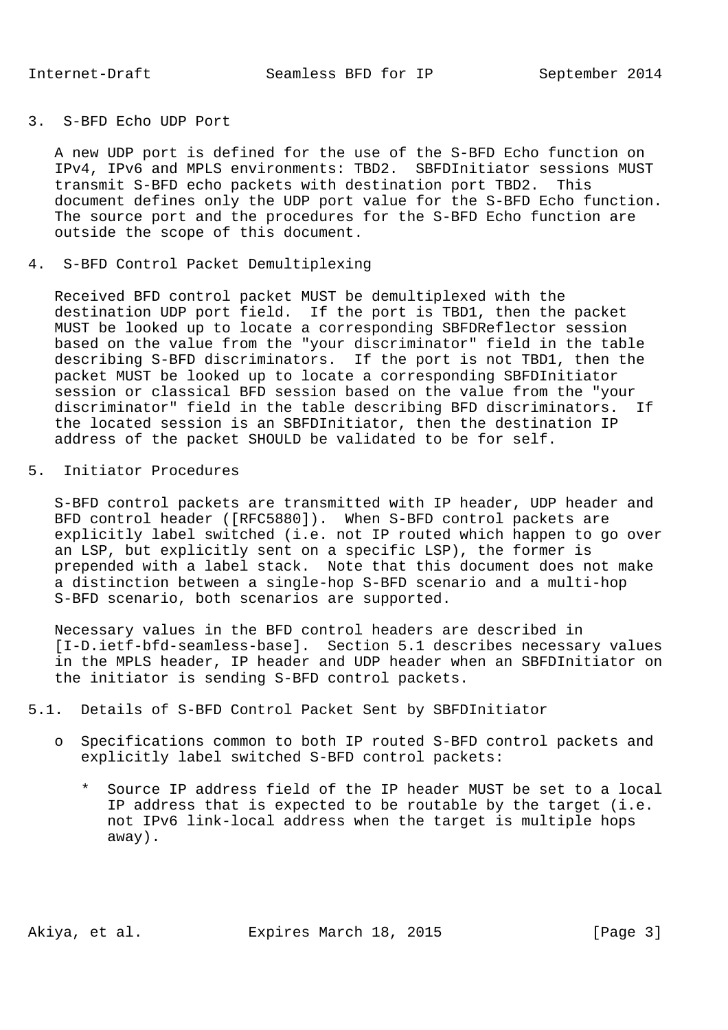## 3. S-BFD Echo UDP Port

A new UDP port is defined for the use of the S-BFD Echo function on IPv4, IPv6 and MPLS environments: TBD2. SBFDInitiator sessions MUST transmit S-BFD echo packets with destination port TBD2. This document defines only the UDP port value for the S-BFD Echo function. The source port and the procedures for the S-BFD Echo function are outside the scope of this document.

## 4. S-BFD Control Packet Demultiplexing

Received BFD control packet MUST be demultiplexed with the destination UDP port field. If the port is TBD1, then the packet MUST be looked up to locate a corresponding SBFDReflector session based on the value from the "your discriminator" field in the table describing S-BFD discriminators. If the port is not TBD1, then the packet MUST be looked up to locate a corresponding SBFDInitiator session or classical BFD session based on the value from the "your discriminator" field in the table describing BFD discriminators. If the located session is an SBFDInitiator, then the destination IP address of the packet SHOULD be validated to be for self.

## 5. Initiator Procedures

S-BFD control packets are transmitted with IP header, UDP header and BFD control header ([RFC5880]). When S-BFD control packets are explicitly label switched (i.e. not IP routed which happen to go over an LSP, but explicitly sent on a specific LSP), the former is prepended with a label stack. Note that this document does not make a distinction between a single-hop S-BFD scenario and a multi-hop S-BFD scenario, both scenarios are supported.

Necessary values in the BFD control headers are described in [I-D.ietf-bfd-seamless-base]. Section 5.1 describes necessary values in the MPLS header, IP header and UDP header when an SBFDInitiator on the initiator is sending S-BFD control packets.

### 5.1. Details of S-BFD Control Packet Sent by SBFDInitiator

- Specifications common to both IP routed S-BFD control packets and explicitly label switched S-BFD control packets:

  - Source IP address field of the IP header MUST be set to a local IP address that is expected to be routable by the target (i.e. not IPv6 link-local address when the target is multiple hops away).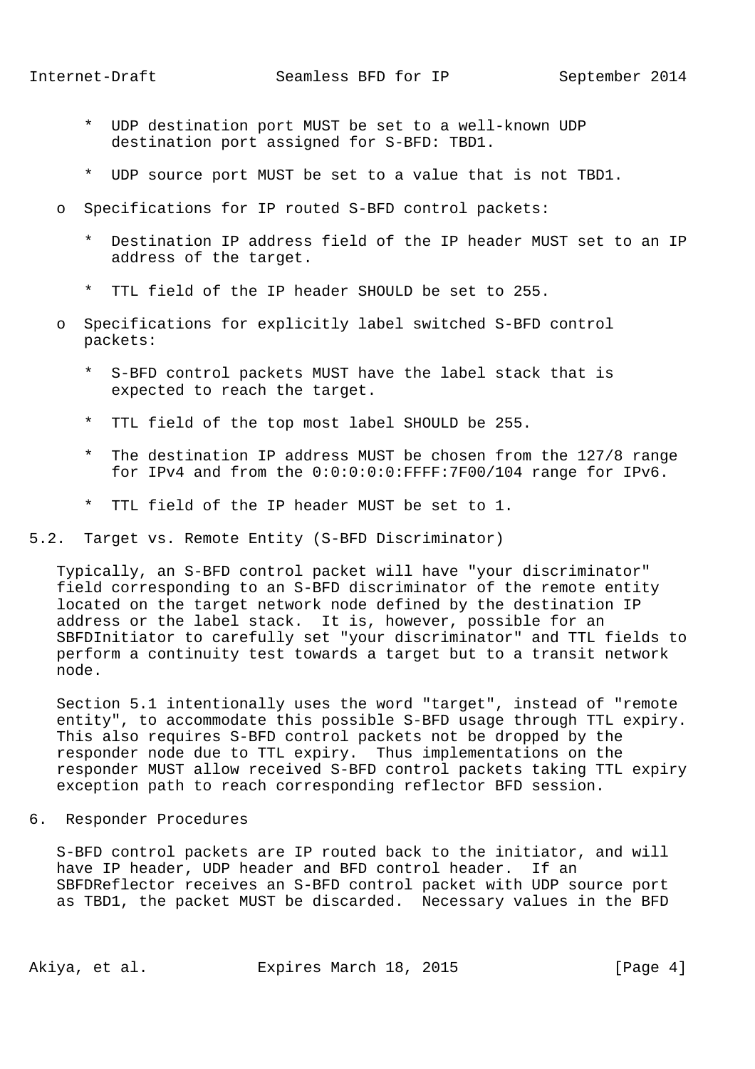* UDP destination port MUST be set to a well-known UDP destination port assigned for S-BFD: TBD1.

* UDP source port MUST be set to a value that is not TBD1.

- Specifications for IP routed S-BFD control packets:

  * Destination IP address field of the IP header MUST set to an IP address of the target.

  * TTL field of the IP header SHOULD be set to 255.

- Specifications for explicitly label switched S-BFD control packets:

  * S-BFD control packets MUST have the label stack that is expected to reach the target.

  * TTL field of the top most label SHOULD be 255.

  * The destination IP address MUST be chosen from the 127/8 range for IPv4 and from the 0:0:0:0:0:FFFF:7F00/104 range for IPv6.

  * TTL field of the IP header MUST be set to 1.

## 5.2. Target vs. Remote Entity (S-BFD Discriminator)

Typically, an S-BFD control packet will have "your discriminator" field corresponding to an S-BFD discriminator of the remote entity located on the target network node defined by the destination IP address or the label stack. It is, however, possible for an SBFDInitiator to carefully set "your discriminator" and TTL fields to perform a continuity test towards a target but to a transit network node.

Section 5.1 intentionally uses the word "target", instead of "remote entity", to accommodate this possible S-BFD usage through TTL expiry. This also requires S-BFD control packets not be dropped by the responder node due to TTL expiry. Thus implementations on the responder MUST allow received S-BFD control packets taking TTL expiry exception path to reach corresponding reflector BFD session.

# 6. Responder Procedures

S-BFD control packets are IP routed back to the initiator, and will have IP header, UDP header and BFD control header. If an SBFDReflector receives an S-BFD control packet with UDP source port as TBD1, the packet MUST be discarded. Necessary values in the BFD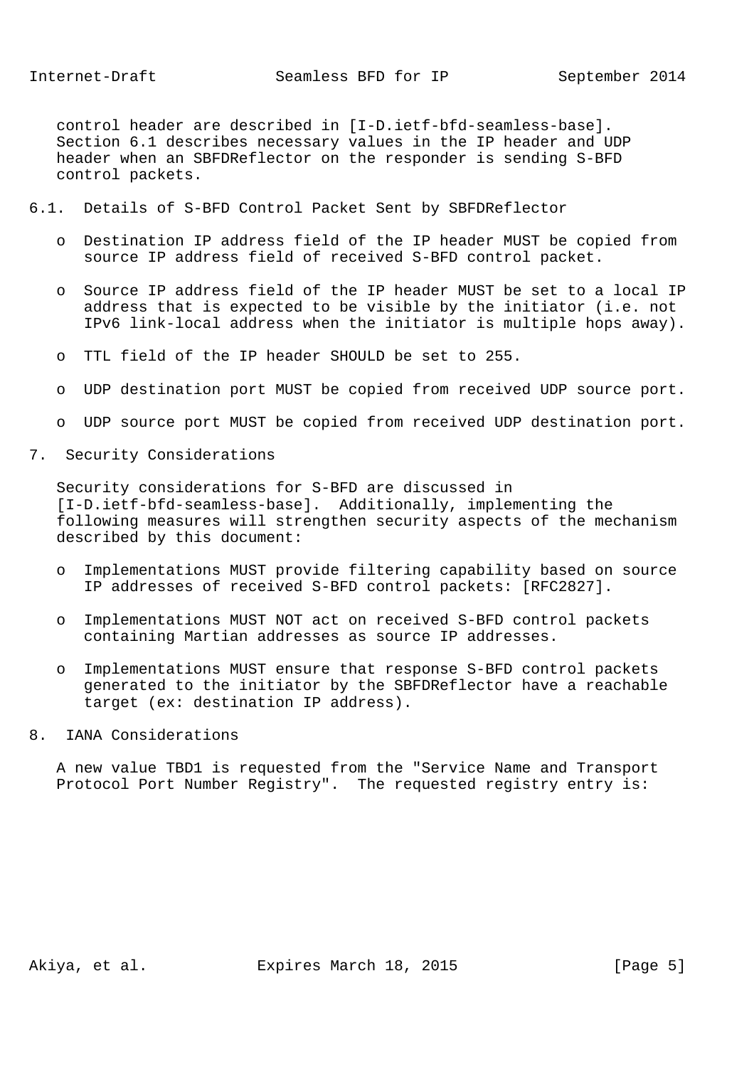control header are described in [I-D.ietf-bfd-seamless-base]. Section 6.1 describes necessary values in the IP header and UDP header when an SBFDReflector on the responder is sending S-BFD control packets.

### 6.1. Details of S-BFD Control Packet Sent by SBFDReflector

- Destination IP address field of the IP header MUST be copied from source IP address field of received S-BFD control packet.
- Source IP address field of the IP header MUST be set to a local IP address that is expected to be visible by the initiator (i.e. not IPv6 link-local address when the initiator is multiple hops away).
- TTL field of the IP header SHOULD be set to 255.
- UDP destination port MUST be copied from received UDP source port.
- UDP source port MUST be copied from received UDP destination port.

## 7. Security Considerations

Security considerations for S-BFD are discussed in [I-D.ietf-bfd-seamless-base]. Additionally, implementing the following measures will strengthen security aspects of the mechanism described by this document:

- Implementations MUST provide filtering capability based on source IP addresses of received S-BFD control packets: [RFC2827].
- Implementations MUST NOT act on received S-BFD control packets containing Martian addresses as source IP addresses.
- Implementations MUST ensure that response S-BFD control packets generated to the initiator by the SBFDReflector have a reachable target (ex: destination IP address).

## 8. IANA Considerations

A new value TBD1 is requested from the "Service Name and Transport Protocol Port Number Registry". The requested registry entry is: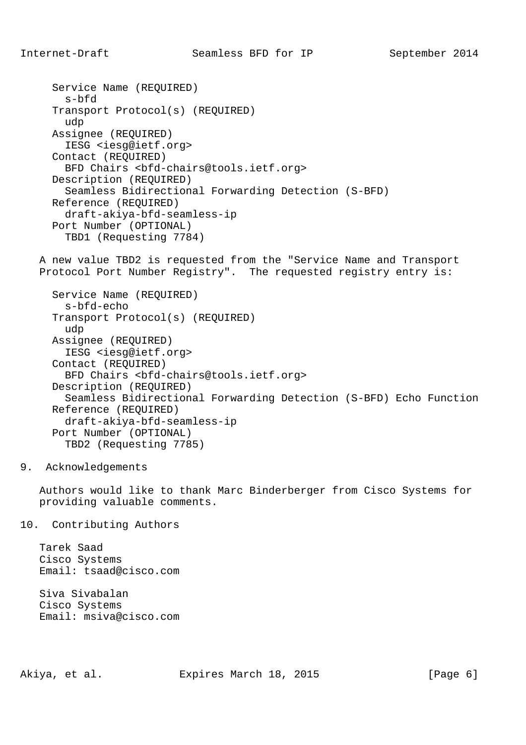```
Service Name (REQUIRED)
  s-bfd
Transport Protocol(s) (REQUIRED)
  udp
Assignee (REQUIRED)
  IESG <iesg@ietf.org>
Contact (REQUIRED)
  BFD Chairs <bfd-chairs@tools.ietf.org>
Description (REQUIRED)
  Seamless Bidirectional Forwarding Detection (S-BFD)
Reference (REQUIRED)
  draft-akiya-bfd-seamless-ip
Port Number (OPTIONAL)
  TBD1 (Requesting 7784)
```

A new value TBD2 is requested from the "Service Name and Transport Protocol Port Number Registry". The requested registry entry is:

```
Service Name (REQUIRED)
  s-bfd-echo
Transport Protocol(s) (REQUIRED)
  udp
Assignee (REQUIRED)
  IESG <iesg@ietf.org>
Contact (REQUIRED)
  BFD Chairs <bfd-chairs@tools.ietf.org>
Description (REQUIRED)
  Seamless Bidirectional Forwarding Detection (S-BFD) Echo Function
Reference (REQUIRED)
  draft-akiya-bfd-seamless-ip
Port Number (OPTIONAL)
  TBD2 (Requesting 7785)
```

## 9. Acknowledgements

Authors would like to thank Marc Binderberger from Cisco Systems for providing valuable comments.

## 10. Contributing Authors

Tarek Saad
Cisco Systems
Email: tsaad@cisco.com

Siva Sivabalan
Cisco Systems
Email: msiva@cisco.com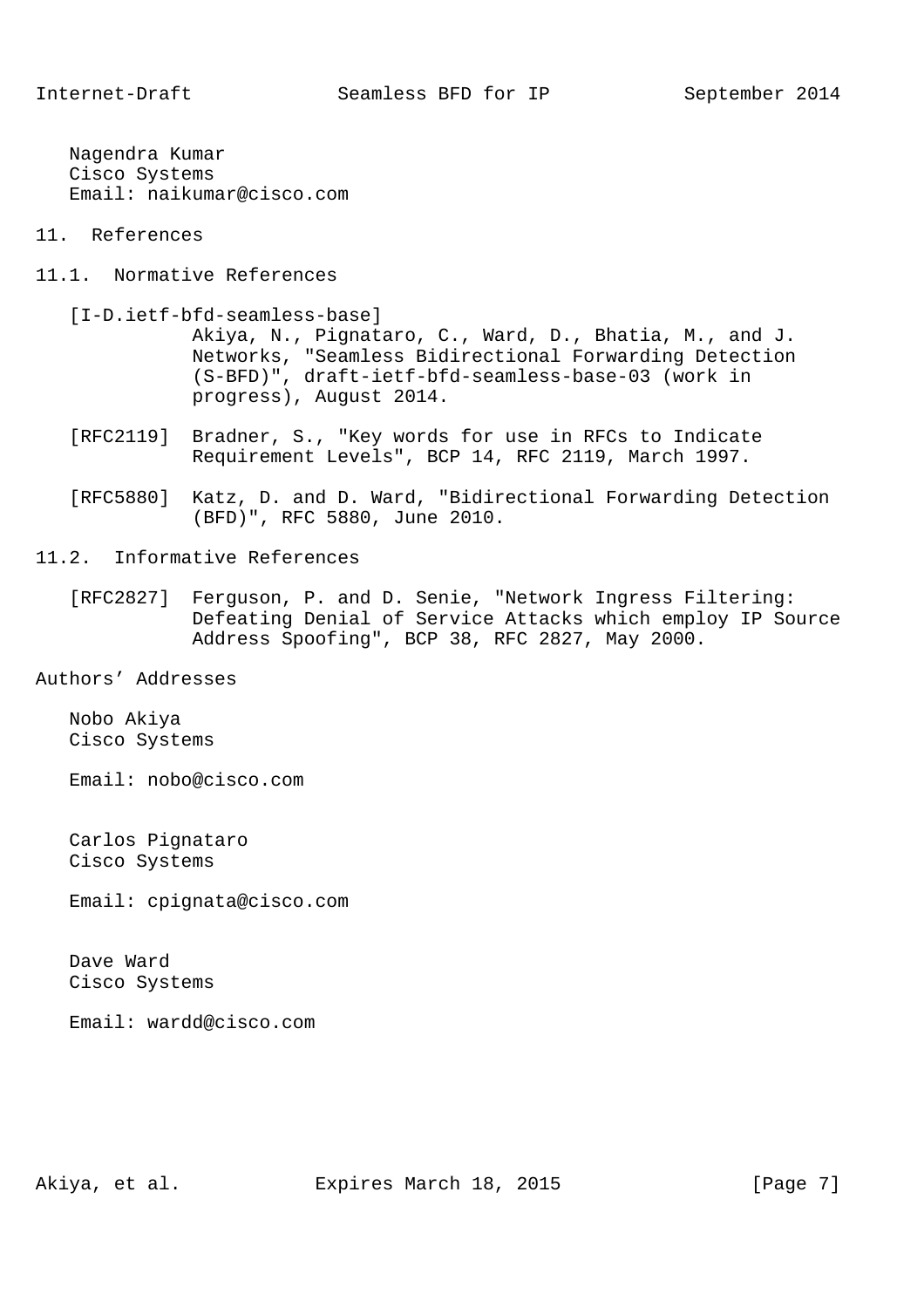Nagendra Kumar
Cisco Systems
Email: naikumar@cisco.com

## 11. References

### 11.1. Normative References

[I-D.ietf-bfd-seamless-base]
Akiya, N., Pignataro, C., Ward, D., Bhatia, M., and J. Networks, "Seamless Bidirectional Forwarding Detection (S-BFD)", draft-ietf-bfd-seamless-base-03 (work in progress), August 2014.

[RFC2119] Bradner, S., "Key words for use in RFCs to Indicate Requirement Levels", BCP 14, RFC 2119, March 1997.

[RFC5880] Katz, D. and D. Ward, "Bidirectional Forwarding Detection (BFD)", RFC 5880, June 2010.

### 11.2. Informative References

[RFC2827] Ferguson, P. and D. Senie, "Network Ingress Filtering: Defeating Denial of Service Attacks which employ IP Source Address Spoofing", BCP 38, RFC 2827, May 2000.

## Authors' Addresses

Nobo Akiya
Cisco Systems

Email: nobo@cisco.com

Carlos Pignataro
Cisco Systems

Email: cpignata@cisco.com

Dave Ward
Cisco Systems

Email: wardd@cisco.com